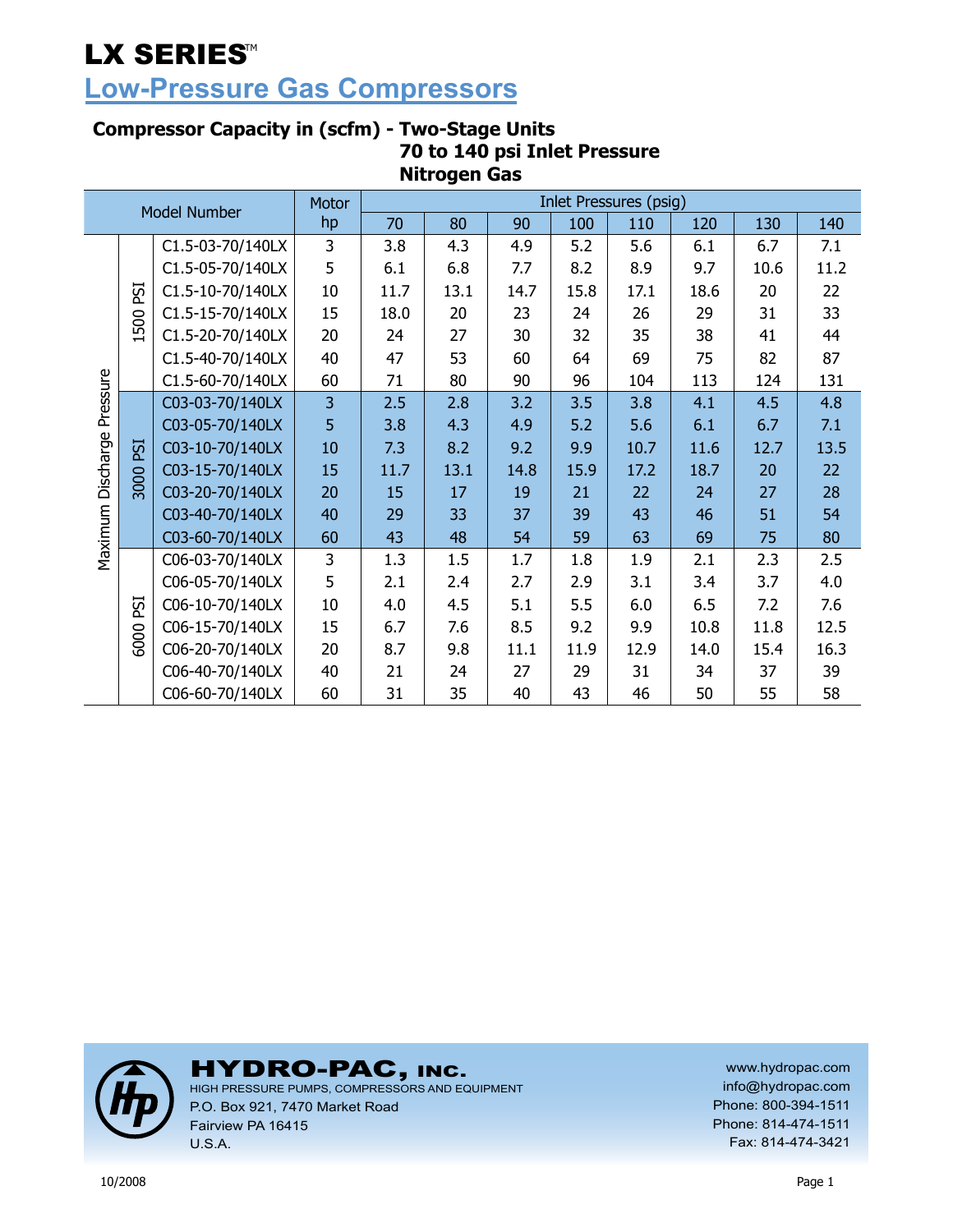# LX SERIES™

## Low-Pressure Gas Compressors

### Compressor Capacity in (scfm) - Two-Stage Units
### 70 to 140 psi Inlet Pressure
### Nitrogen Gas

| Maximum Discharge Pressure | | Model Number | Motor hp | Inlet Pressures (psig) | | | | | | | |
|---|---|---|---|---|---|---|---|---|---|---|---|
| | | | | 70 | 80 | 90 | 100 | 110 | 120 | 130 | 140 |
| | 1500 PSI | C1.5-03-70/140LX | 3 | 3.8 | 4.3 | 4.9 | 5.2 | 5.6 | 6.1 | 6.7 | 7.1 |
| | | C1.5-05-70/140LX | 5 | 6.1 | 6.8 | 7.7 | 8.2 | 8.9 | 9.7 | 10.6 | 11.2 |
| | | C1.5-10-70/140LX | 10 | 11.7 | 13.1 | 14.7 | 15.8 | 17.1 | 18.6 | 20 | 22 |
| | | C1.5-15-70/140LX | 15 | 18.0 | 20 | 23 | 24 | 26 | 29 | 31 | 33 |
| | | C1.5-20-70/140LX | 20 | 24 | 27 | 30 | 32 | 35 | 38 | 41 | 44 |
| | | C1.5-40-70/140LX | 40 | 47 | 53 | 60 | 64 | 69 | 75 | 82 | 87 |
| | | C1.5-60-70/140LX | 60 | 71 | 80 | 90 | 96 | 104 | 113 | 124 | 131 |
| | 3000 PSI | C03-03-70/140LX | 3 | 2.5 | 2.8 | 3.2 | 3.5 | 3.8 | 4.1 | 4.5 | 4.8 |
| | | C03-05-70/140LX | 5 | 3.8 | 4.3 | 4.9 | 5.2 | 5.6 | 6.1 | 6.7 | 7.1 |
| | | C03-10-70/140LX | 10 | 7.3 | 8.2 | 9.2 | 9.9 | 10.7 | 11.6 | 12.7 | 13.5 |
| | | C03-15-70/140LX | 15 | 11.7 | 13.1 | 14.8 | 15.9 | 17.2 | 18.7 | 20 | 22 |
| | | C03-20-70/140LX | 20 | 15 | 17 | 19 | 21 | 22 | 24 | 27 | 28 |
| | | C03-40-70/140LX | 40 | 29 | 33 | 37 | 39 | 43 | 46 | 51 | 54 |
| | | C03-60-70/140LX | 60 | 43 | 48 | 54 | 59 | 63 | 69 | 75 | 80 |
| | 6000 PSI | C06-03-70/140LX | 3 | 1.3 | 1.5 | 1.7 | 1.8 | 1.9 | 2.1 | 2.3 | 2.5 |
| | | C06-05-70/140LX | 5 | 2.1 | 2.4 | 2.7 | 2.9 | 3.1 | 3.4 | 3.7 | 4.0 |
| | | C06-10-70/140LX | 10 | 4.0 | 4.5 | 5.1 | 5.5 | 6.0 | 6.5 | 7.2 | 7.6 |
| | | C06-15-70/140LX | 15 | 6.7 | 7.6 | 8.5 | 9.2 | 9.9 | 10.8 | 11.8 | 12.5 |
| | | C06-20-70/140LX | 20 | 8.7 | 9.8 | 11.1 | 11.9 | 12.9 | 14.0 | 15.4 | 16.3 |
| | | C06-40-70/140LX | 40 | 21 | 24 | 27 | 29 | 31 | 34 | 37 | 39 |
| | | C06-60-70/140LX | 60 | 31 | 35 | 40 | 43 | 46 | 50 | 55 | 58 |

**HYDRO-PAC, INC.**
HIGH PRESSURE PUMPS, COMPRESSORS AND EQUIPMENT
P.O. Box 921, 7470 Market Road
Fairview PA 16415
U.S.A.

www.hydropac.com
info@hydropac.com
Phone: 800-394-1511
Phone: 814-474-1511
Fax: 814-474-3421

10/2008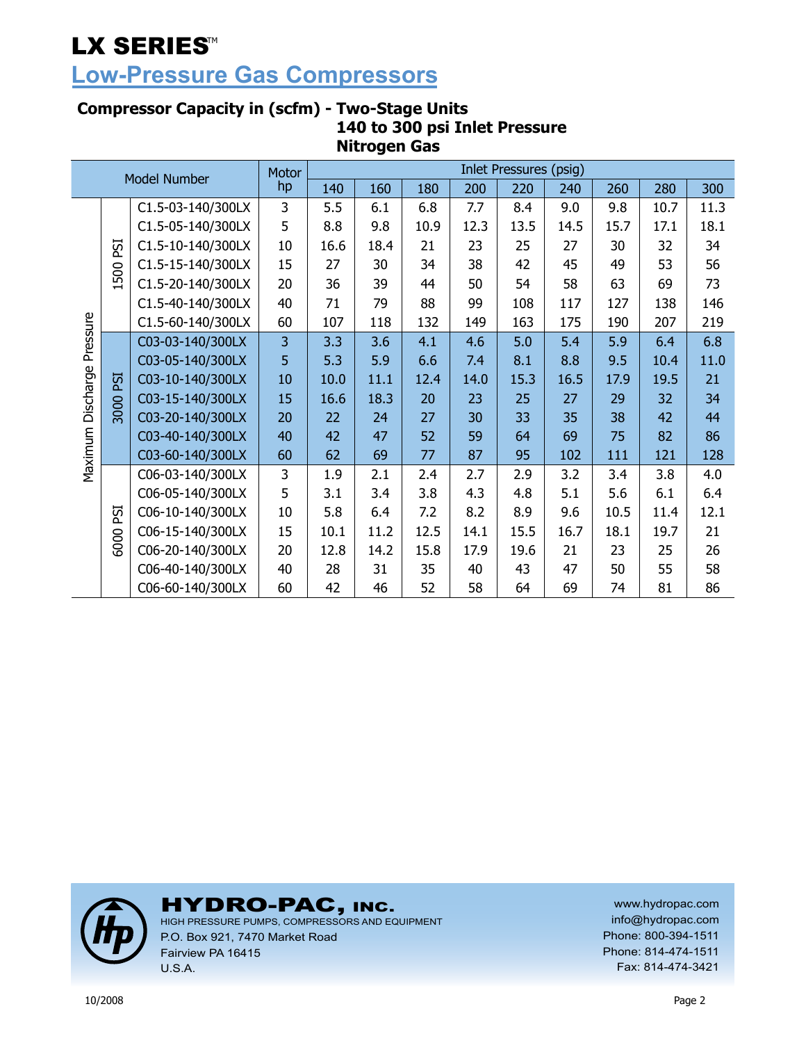# LX SERIES™

## Low-Pressure Gas Compressors

### Compressor Capacity in (scfm) - Two-Stage Units
### 140 to 300 psi Inlet Pressure
### Nitrogen Gas

| Maximum Discharge Pressure | | Model Number | Motor hp | Inlet Pressures (psig) | | | | | | | | |
|---|---|---|---|---|---|---|---|---|---|---|---|---|
| | | | | 140 | 160 | 180 | 200 | 220 | 240 | 260 | 280 | 300 |
| | 1500 PSI | C1.5-03-140/300LX | 3 | 5.5 | 6.1 | 6.8 | 7.7 | 8.4 | 9.0 | 9.8 | 10.7 | 11.3 |
| | | C1.5-05-140/300LX | 5 | 8.8 | 9.8 | 10.9 | 12.3 | 13.5 | 14.5 | 15.7 | 17.1 | 18.1 |
| | | C1.5-10-140/300LX | 10 | 16.6 | 18.4 | 21 | 23 | 25 | 27 | 30 | 32 | 34 |
| | | C1.5-15-140/300LX | 15 | 27 | 30 | 34 | 38 | 42 | 45 | 49 | 53 | 56 |
| | | C1.5-20-140/300LX | 20 | 36 | 39 | 44 | 50 | 54 | 58 | 63 | 69 | 73 |
| | | C1.5-40-140/300LX | 40 | 71 | 79 | 88 | 99 | 108 | 117 | 127 | 138 | 146 |
| | | C1.5-60-140/300LX | 60 | 107 | 118 | 132 | 149 | 163 | 175 | 190 | 207 | 219 |
| | 3000 PSI | C03-03-140/300LX | 3 | 3.3 | 3.6 | 4.1 | 4.6 | 5.0 | 5.4 | 5.9 | 6.4 | 6.8 |
| | | C03-05-140/300LX | 5 | 5.3 | 5.9 | 6.6 | 7.4 | 8.1 | 8.8 | 9.5 | 10.4 | 11.0 |
| | | C03-10-140/300LX | 10 | 10.0 | 11.1 | 12.4 | 14.0 | 15.3 | 16.5 | 17.9 | 19.5 | 21 |
| | | C03-15-140/300LX | 15 | 16.6 | 18.3 | 20 | 23 | 25 | 27 | 29 | 32 | 34 |
| | | C03-20-140/300LX | 20 | 22 | 24 | 27 | 30 | 33 | 35 | 38 | 42 | 44 |
| | | C03-40-140/300LX | 40 | 42 | 47 | 52 | 59 | 64 | 69 | 75 | 82 | 86 |
| | | C03-60-140/300LX | 60 | 62 | 69 | 77 | 87 | 95 | 102 | 111 | 121 | 128 |
| | 6000 PSI | C06-03-140/300LX | 3 | 1.9 | 2.1 | 2.4 | 2.7 | 2.9 | 3.2 | 3.4 | 3.8 | 4.0 |
| | | C06-05-140/300LX | 5 | 3.1 | 3.4 | 3.8 | 4.3 | 4.8 | 5.1 | 5.6 | 6.1 | 6.4 |
| | | C06-10-140/300LX | 10 | 5.8 | 6.4 | 7.2 | 8.2 | 8.9 | 9.6 | 10.5 | 11.4 | 12.1 |
| | | C06-15-140/300LX | 15 | 10.1 | 11.2 | 12.5 | 14.1 | 15.5 | 16.7 | 18.1 | 19.7 | 21 |
| | | C06-20-140/300LX | 20 | 12.8 | 14.2 | 15.8 | 17.9 | 19.6 | 21 | 23 | 25 | 26 |
| | | C06-40-140/300LX | 40 | 28 | 31 | 35 | 40 | 43 | 47 | 50 | 55 | 58 |
| | | C06-60-140/300LX | 60 | 42 | 46 | 52 | 58 | 64 | 69 | 74 | 81 | 86 |

**HYDRO-PAC, INC.**
HIGH PRESSURE PUMPS, COMPRESSORS AND EQUIPMENT
P.O. Box 921, 7470 Market Road
Fairview PA 16415
U.S.A.

www.hydropac.com
info@hydropac.com
Phone: 800-394-1511
Phone: 814-474-1511
Fax: 814-474-3421

10/2008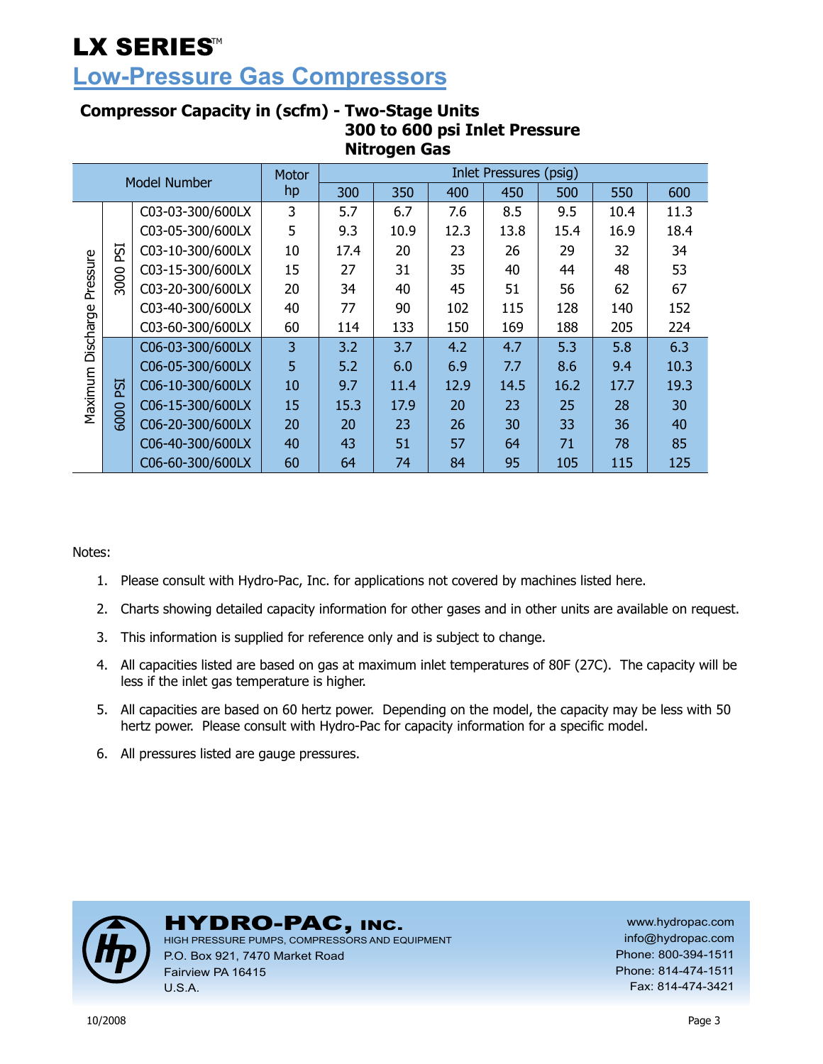# LX SERIES™

## Low-Pressure Gas Compressors

### Compressor Capacity in (scfm) - Two-Stage Units
### 300 to 600 psi Inlet Pressure
### Nitrogen Gas

| Maximum Discharge Pressure | | Model Number | Motor hp | Inlet Pressures (psig) | | | | | | |
|---|---|---|---|---|---|---|---|---|---|---|
| | | | | 300 | 350 | 400 | 450 | 500 | 550 | 600 |
| | 3000 PSI | C03-03-300/600LX | 3 | 5.7 | 6.7 | 7.6 | 8.5 | 9.5 | 10.4 | 11.3 |
| | | C03-05-300/600LX | 5 | 9.3 | 10.9 | 12.3 | 13.8 | 15.4 | 16.9 | 18.4 |
| | | C03-10-300/600LX | 10 | 17.4 | 20 | 23 | 26 | 29 | 32 | 34 |
| | | C03-15-300/600LX | 15 | 27 | 31 | 35 | 40 | 44 | 48 | 53 |
| | | C03-20-300/600LX | 20 | 34 | 40 | 45 | 51 | 56 | 62 | 67 |
| | | C03-40-300/600LX | 40 | 77 | 90 | 102 | 115 | 128 | 140 | 152 |
| | | C03-60-300/600LX | 60 | 114 | 133 | 150 | 169 | 188 | 205 | 224 |
| | 6000 PSI | C06-03-300/600LX | 3 | 3.2 | 3.7 | 4.2 | 4.7 | 5.3 | 5.8 | 6.3 |
| | | C06-05-300/600LX | 5 | 5.2 | 6.0 | 6.9 | 7.7 | 8.6 | 9.4 | 10.3 |
| | | C06-10-300/600LX | 10 | 9.7 | 11.4 | 12.9 | 14.5 | 16.2 | 17.7 | 19.3 |
| | | C06-15-300/600LX | 15 | 15.3 | 17.9 | 20 | 23 | 25 | 28 | 30 |
| | | C06-20-300/600LX | 20 | 20 | 23 | 26 | 30 | 33 | 36 | 40 |
| | | C06-40-300/600LX | 40 | 43 | 51 | 57 | 64 | 71 | 78 | 85 |
| | | C06-60-300/600LX | 60 | 64 | 74 | 84 | 95 | 105 | 115 | 125 |

Notes:

1. Please consult with Hydro-Pac, Inc. for applications not covered by machines listed here.
2. Charts showing detailed capacity information for other gases and in other units are available on request.
3. This information is supplied for reference only and is subject to change.
4. All capacities listed are based on gas at maximum inlet temperatures of 80F (27C). The capacity will be less if the inlet gas temperature is higher.
5. All capacities are based on 60 hertz power. Depending on the model, the capacity may be less with 50 hertz power. Please consult with Hydro-Pac for capacity information for a specific model.
6. All pressures listed are gauge pressures.

**HYDRO-PAC, INC.**
HIGH PRESSURE PUMPS, COMPRESSORS AND EQUIPMENT
P.O. Box 921, 7470 Market Road
Fairview PA 16415
U.S.A.

www.hydropac.com
info@hydropac.com
Phone: 800-394-1511
Phone: 814-474-1511
Fax: 814-474-3421

10/2008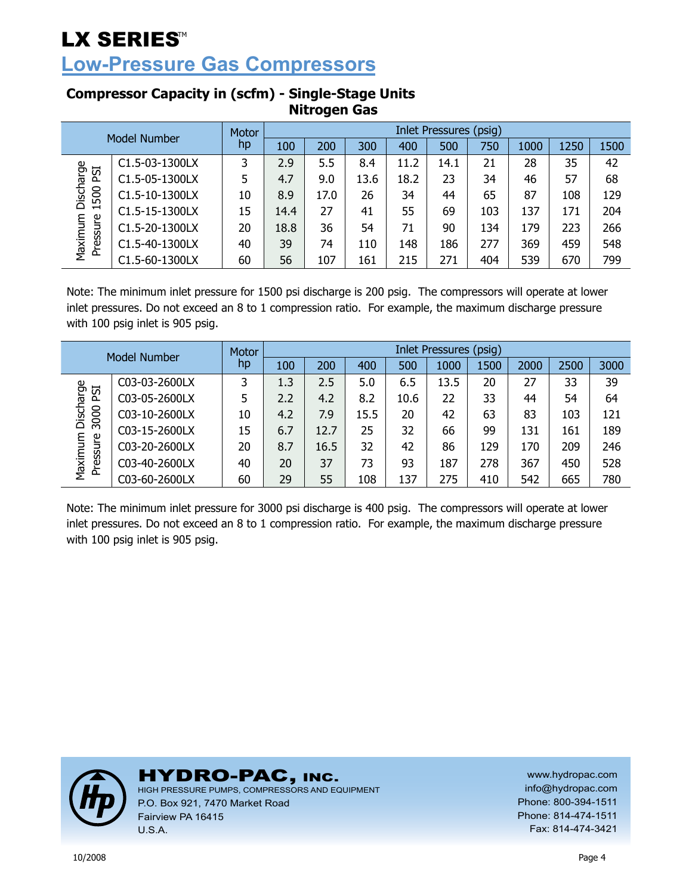# LX SERIES™

## Low-Pressure Gas Compressors

### Compressor Capacity in (scfm) - Single-Stage Units
### Nitrogen Gas

| | Model Number | Motor hp | Inlet Pressures (psig) | | | | | | | | |
|---|---|---|---|---|---|---|---|---|---|---|---|
| | | | 100 | 200 | 300 | 400 | 500 | 750 | 1000 | 1250 | 1500 |
| Maximum Discharge Pressure 1500 PSI | C1.5-03-1300LX | 3 | 2.9 | 5.5 | 8.4 | 11.2 | 14.1 | 21 | 28 | 35 | 42 |
| | C1.5-05-1300LX | 5 | 4.7 | 9.0 | 13.6 | 18.2 | 23 | 34 | 46 | 57 | 68 |
| | C1.5-10-1300LX | 10 | 8.9 | 17.0 | 26 | 34 | 44 | 65 | 87 | 108 | 129 |
| | C1.5-15-1300LX | 15 | 14.4 | 27 | 41 | 55 | 69 | 103 | 137 | 171 | 204 |
| | C1.5-20-1300LX | 20 | 18.8 | 36 | 54 | 71 | 90 | 134 | 179 | 223 | 266 |
| | C1.5-40-1300LX | 40 | 39 | 74 | 110 | 148 | 186 | 277 | 369 | 459 | 548 |
| | C1.5-60-1300LX | 60 | 56 | 107 | 161 | 215 | 271 | 404 | 539 | 670 | 799 |

Note: The minimum inlet pressure for 1500 psi discharge is 200 psig. The compressors will operate at lower inlet pressures. Do not exceed an 8 to 1 compression ratio. For example, the maximum discharge pressure with 100 psig inlet is 905 psig.

| | Model Number | Motor hp | Inlet Pressures (psig) | | | | | | | | |
|---|---|---|---|---|---|---|---|---|---|---|---|
| | | | 100 | 200 | 400 | 500 | 1000 | 1500 | 2000 | 2500 | 3000 |
| Maximum Discharge Pressure 3000 PSI | C03-03-2600LX | 3 | 1.3 | 2.5 | 5.0 | 6.5 | 13.5 | 20 | 27 | 33 | 39 |
| | C03-05-2600LX | 5 | 2.2 | 4.2 | 8.2 | 10.6 | 22 | 33 | 44 | 54 | 64 |
| | C03-10-2600LX | 10 | 4.2 | 7.9 | 15.5 | 20 | 42 | 63 | 83 | 103 | 121 |
| | C03-15-2600LX | 15 | 6.7 | 12.7 | 25 | 32 | 66 | 99 | 131 | 161 | 189 |
| | C03-20-2600LX | 20 | 8.7 | 16.5 | 32 | 42 | 86 | 129 | 170 | 209 | 246 |
| | C03-40-2600LX | 40 | 20 | 37 | 73 | 93 | 187 | 278 | 367 | 450 | 528 |
| | C03-60-2600LX | 60 | 29 | 55 | 108 | 137 | 275 | 410 | 542 | 665 | 780 |

Note: The minimum inlet pressure for 3000 psi discharge is 400 psig. The compressors will operate at lower inlet pressures. Do not exceed an 8 to 1 compression ratio. For example, the maximum discharge pressure with 100 psig inlet is 905 psig.

**HYDRO-PAC, INC.**
HIGH PRESSURE PUMPS, COMPRESSORS AND EQUIPMENT
P.O. Box 921, 7470 Market Road
Fairview PA 16415
U.S.A.

www.hydropac.com
info@hydropac.com
Phone: 800-394-1511
Phone: 814-474-1511
Fax: 814-474-3421

10/2008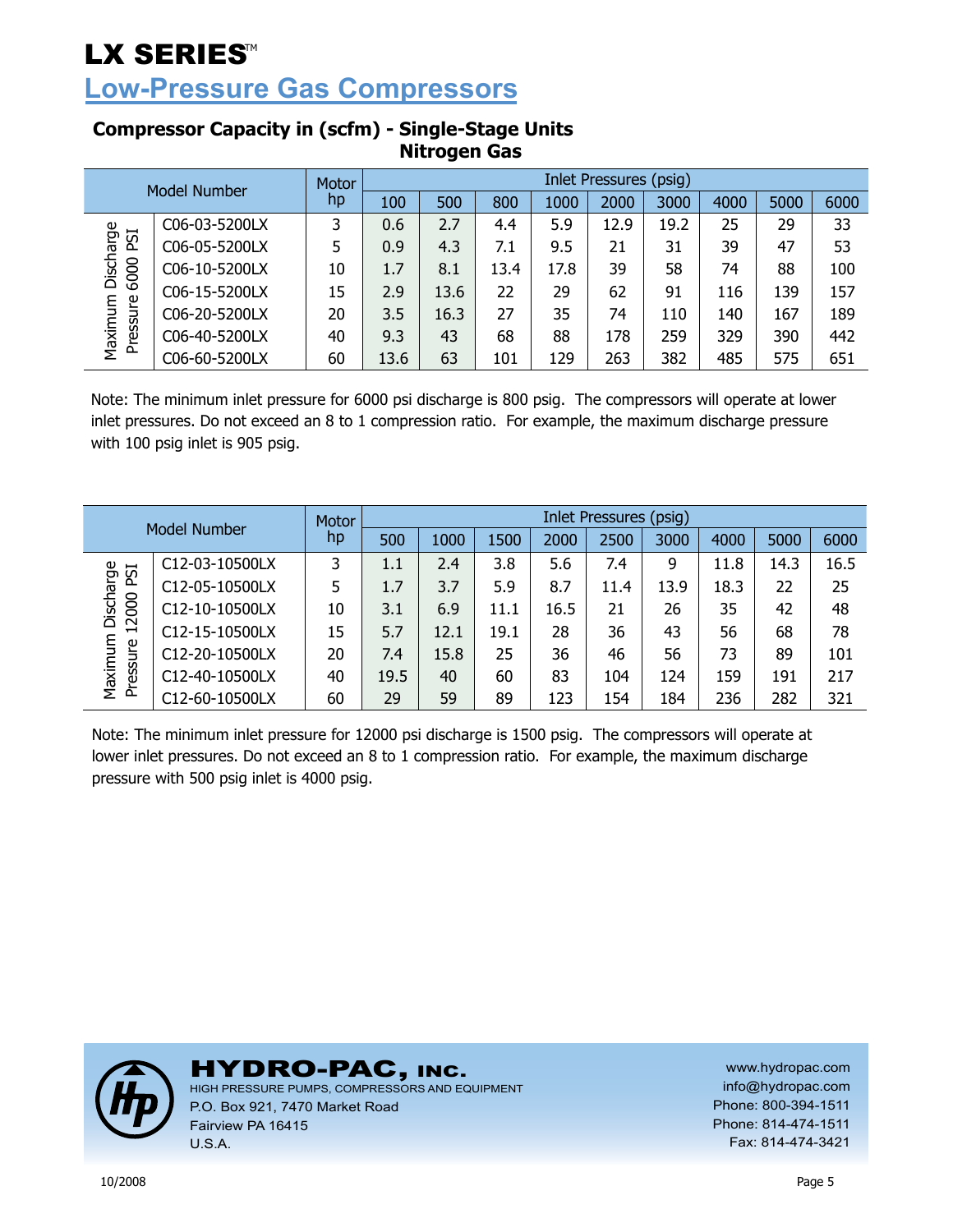# LX SERIES™

## Low-Pressure Gas Compressors

### Compressor Capacity in (scfm) - Single-Stage Units
### Nitrogen Gas

| | Model Number | Motor hp | Inlet Pressures (psig) | | | | | | | | |
|---|---|---|---|---|---|---|---|---|---|---|---|
| | | | 100 | 500 | 800 | 1000 | 2000 | 3000 | 4000 | 5000 | 6000 |
| Maximum Discharge Pressure 6000 PSI | C06-03-5200LX | 3 | 0.6 | 2.7 | 4.4 | 5.9 | 12.9 | 19.2 | 25 | 29 | 33 |
| | C06-05-5200LX | 5 | 0.9 | 4.3 | 7.1 | 9.5 | 21 | 31 | 39 | 47 | 53 |
| | C06-10-5200LX | 10 | 1.7 | 8.1 | 13.4 | 17.8 | 39 | 58 | 74 | 88 | 100 |
| | C06-15-5200LX | 15 | 2.9 | 13.6 | 22 | 29 | 62 | 91 | 116 | 139 | 157 |
| | C06-20-5200LX | 20 | 3.5 | 16.3 | 27 | 35 | 74 | 110 | 140 | 167 | 189 |
| | C06-40-5200LX | 40 | 9.3 | 43 | 68 | 88 | 178 | 259 | 329 | 390 | 442 |
| | C06-60-5200LX | 60 | 13.6 | 63 | 101 | 129 | 263 | 382 | 485 | 575 | 651 |

Note: The minimum inlet pressure for 6000 psi discharge is 800 psig. The compressors will operate at lower inlet pressures. Do not exceed an 8 to 1 compression ratio. For example, the maximum discharge pressure with 100 psig inlet is 905 psig.

| | Model Number | Motor hp | Inlet Pressures (psig) | | | | | | | | |
|---|---|---|---|---|---|---|---|---|---|---|---|
| | | | 500 | 1000 | 1500 | 2000 | 2500 | 3000 | 4000 | 5000 | 6000 |
| Maximum Discharge Pressure 12000 PSI | C12-03-10500LX | 3 | 1.1 | 2.4 | 3.8 | 5.6 | 7.4 | 9 | 11.8 | 14.3 | 16.5 |
| | C12-05-10500LX | 5 | 1.7 | 3.7 | 5.9 | 8.7 | 11.4 | 13.9 | 18.3 | 22 | 25 |
| | C12-10-10500LX | 10 | 3.1 | 6.9 | 11.1 | 16.5 | 21 | 26 | 35 | 42 | 48 |
| | C12-15-10500LX | 15 | 5.7 | 12.1 | 19.1 | 28 | 36 | 43 | 56 | 68 | 78 |
| | C12-20-10500LX | 20 | 7.4 | 15.8 | 25 | 36 | 46 | 56 | 73 | 89 | 101 |
| | C12-40-10500LX | 40 | 19.5 | 40 | 60 | 83 | 104 | 124 | 159 | 191 | 217 |
| | C12-60-10500LX | 60 | 29 | 59 | 89 | 123 | 154 | 184 | 236 | 282 | 321 |

Note: The minimum inlet pressure for 12000 psi discharge is 1500 psig. The compressors will operate at lower inlet pressures. Do not exceed an 8 to 1 compression ratio. For example, the maximum discharge pressure with 500 psig inlet is 4000 psig.

**HYDRO-PAC, INC.**
HIGH PRESSURE PUMPS, COMPRESSORS AND EQUIPMENT
P.O. Box 921, 7470 Market Road
Fairview PA 16415
U.S.A.

www.hydropac.com
info@hydropac.com
Phone: 800-394-1511
Phone: 814-474-1511
Fax: 814-474-3421

10/2008